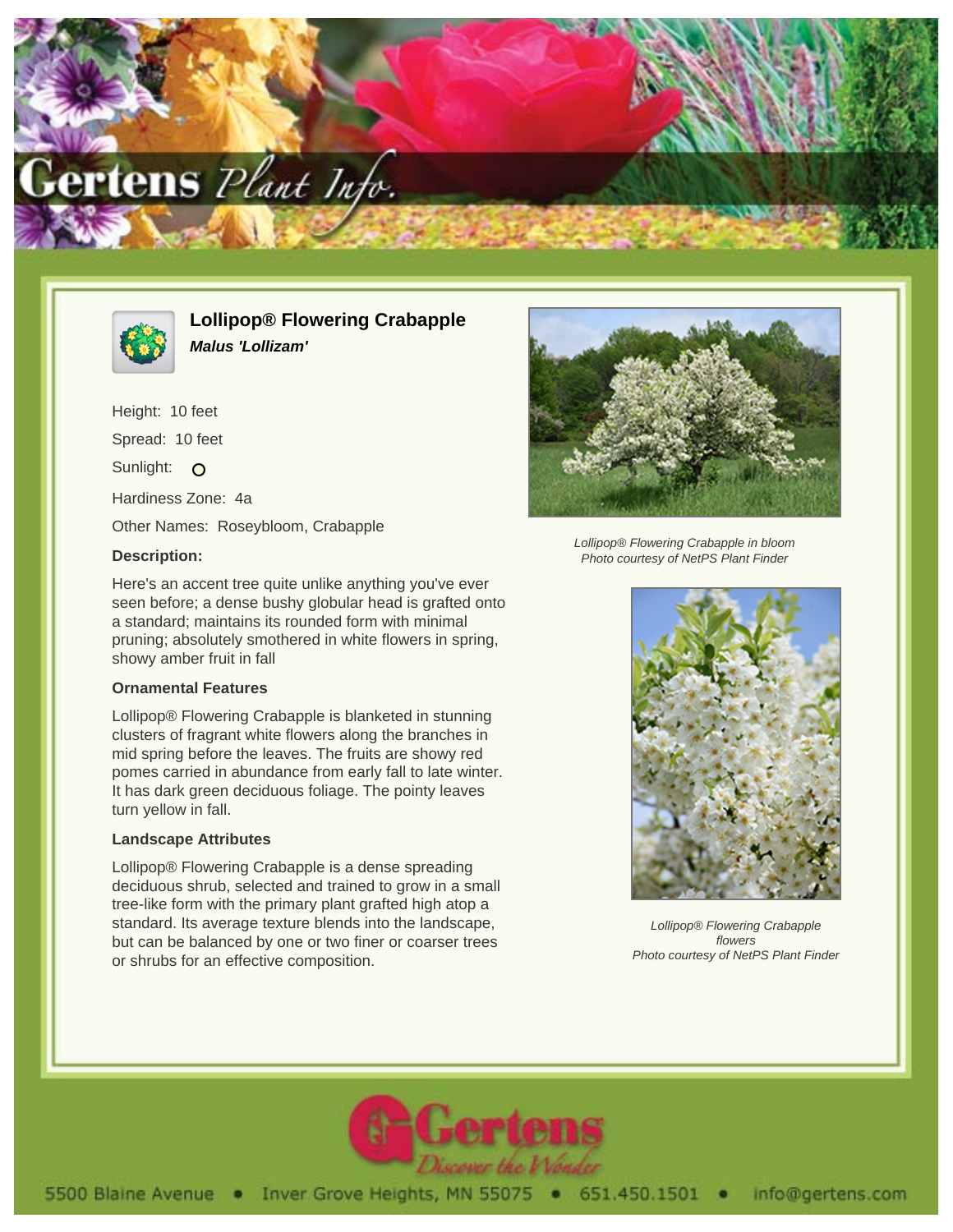# Lollipop® Flowering Crabapple

***Malus 'Lollizam'***

Height: 10 feet

Spread: 10 feet

Sunlight: O

Hardiness Zone: 4a

Other Names: Roseybloom, Crabapple

### Description:

Here's an accent tree quite unlike anything you've ever seen before; a dense bushy globular head is grafted onto a standard; maintains its rounded form with minimal pruning; absolutely smothered in white flowers in spring, showy amber fruit in fall

### Ornamental Features

Lollipop® Flowering Crabapple is blanketed in stunning clusters of fragrant white flowers along the branches in mid spring before the leaves. The fruits are showy red pomes carried in abundance from early fall to late winter. It has dark green deciduous foliage. The pointy leaves turn yellow in fall.

### Landscape Attributes

Lollipop® Flowering Crabapple is a dense spreading deciduous shrub, selected and trained to grow in a small tree-like form with the primary plant grafted high atop a standard. Its average texture blends into the landscape, but can be balanced by one or two finer or coarser trees or shrubs for an effective composition.

*Lollipop® Flowering Crabapple in bloom*
*Photo courtesy of NetPS Plant Finder*

*Lollipop® Flowering Crabapple flowers*
*Photo courtesy of NetPS Plant Finder*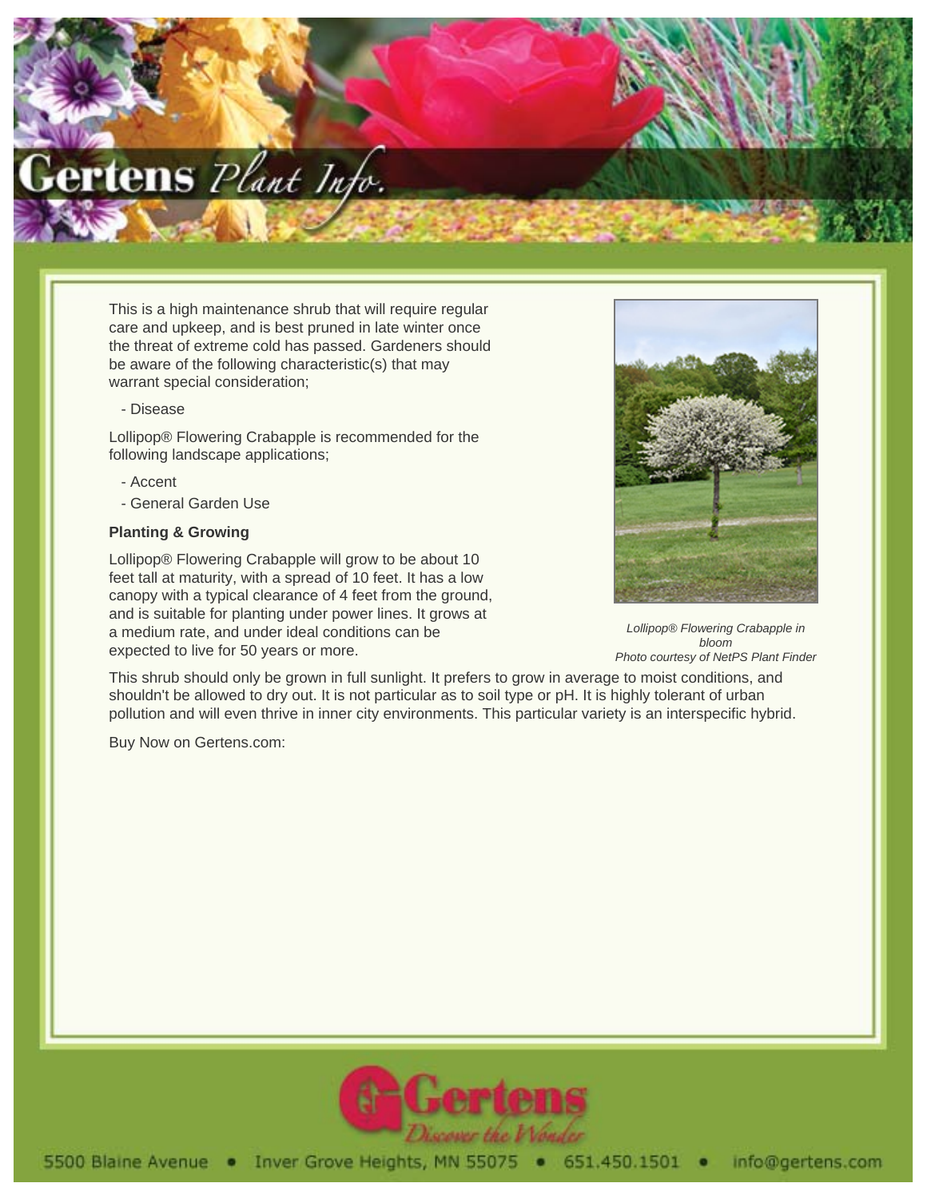This is a high maintenance shrub that will require regular care and upkeep, and is best pruned in late winter once the threat of extreme cold has passed. Gardeners should be aware of the following characteristic(s) that may warrant special consideration;

- Disease

Lollipop® Flowering Crabapple is recommended for the following landscape applications;

- Accent
- General Garden Use

**Planting & Growing**

Lollipop® Flowering Crabapple will grow to be about 10 feet tall at maturity, with a spread of 10 feet. It has a low canopy with a typical clearance of 4 feet from the ground, and is suitable for planting under power lines. It grows at a medium rate, and under ideal conditions can be expected to live for 50 years or more.

*Lollipop® Flowering Crabapple in bloom*
*Photo courtesy of NetPS Plant Finder*

This shrub should only be grown in full sunlight. It prefers to grow in average to moist conditions, and shouldn't be allowed to dry out. It is not particular as to soil type or pH. It is highly tolerant of urban pollution and will even thrive in inner city environments. This particular variety is an interspecific hybrid.

Buy Now on Gertens.com: